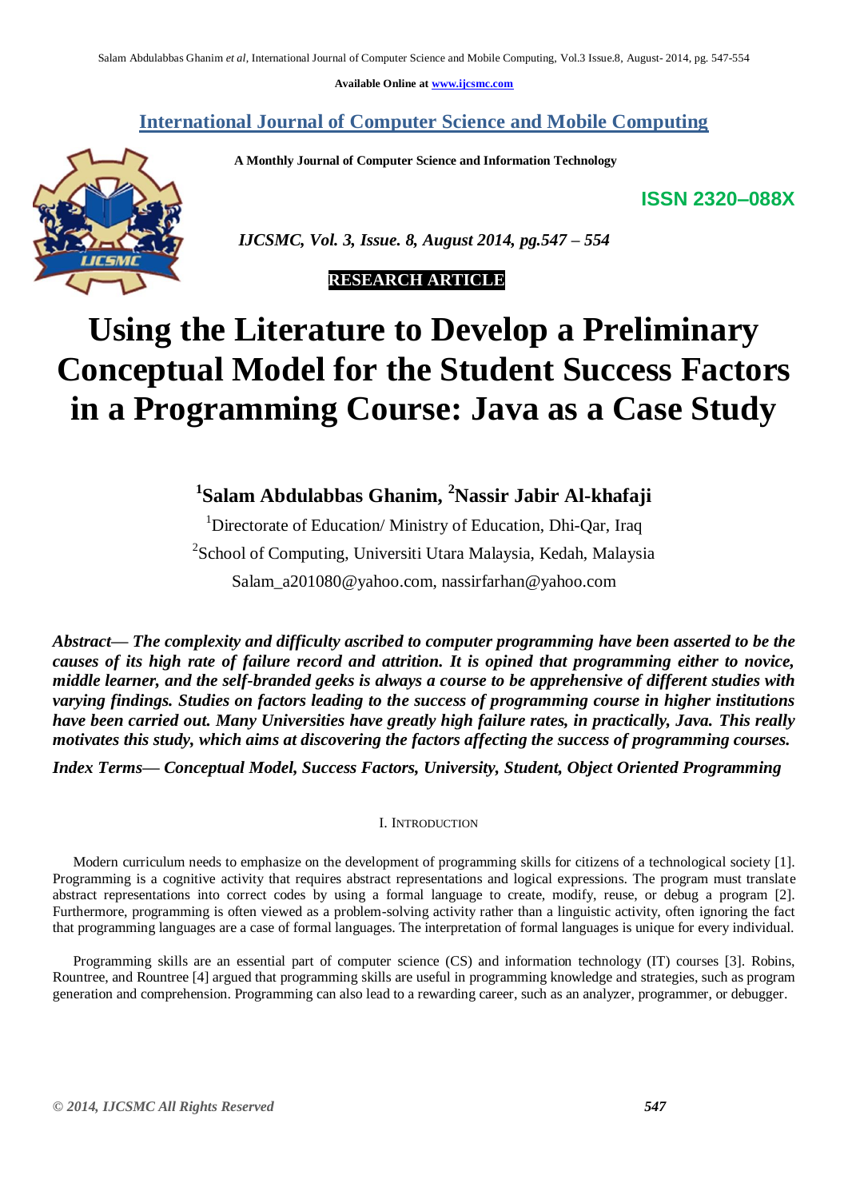Available Online at www.ijcsmc.com

## International Journal of Computer Science and Mobile Computing

**A Monthly Journal of Computer Science and Information Technology**

**ISSN 2320–088X**

*IJCSMC, Vol. 3, Issue. 8, August 2014, pg.547 – 554*

**RESEARCH ARTICLE**

# Using the Literature to Develop a Preliminary Conceptual Model for the Student Success Factors in a Programming Course: Java as a Case Study

**[1]Salam Abdulabbas Ghanim, [2]Nassir Jabir Al-khafaji**

[1]Directorate of Education/ Ministry of Education, Dhi-Qar, Iraq

[2]School of Computing, Universiti Utara Malaysia, Kedah, Malaysia

Salam_a201080@yahoo.com, nassirfarhan@yahoo.com

***Abstract— The complexity and difficulty ascribed to computer programming have been asserted to be the causes of its high rate of failure record and attrition. It is opined that programming either to novice, middle learner, and the self-branded geeks is always a course to be apprehensive of different studies with varying findings. Studies on factors leading to the success of programming course in higher institutions have been carried out. Many Universities have greatly high failure rates, in practically, Java. This really motivates this study, which aims at discovering the factors affecting the success of programming courses.***

***Index Terms— Conceptual Model, Success Factors, University, Student, Object Oriented Programming***

## I. Introduction

Modern curriculum needs to emphasize on the development of programming skills for citizens of a technological society [1]. Programming is a cognitive activity that requires abstract representations and logical expressions. The program must translate abstract representations into correct codes by using a formal language to create, modify, reuse, or debug a program [2]. Furthermore, programming is often viewed as a problem-solving activity rather than a linguistic activity, often ignoring the fact that programming languages are a case of formal languages. The interpretation of formal languages is unique for every individual.

Programming skills are an essential part of computer science (CS) and information technology (IT) courses [3]. Robins, Rountree, and Rountree [4] argued that programming skills are useful in programming knowledge and strategies, such as program generation and comprehension. Programming can also lead to a rewarding career, such as an analyzer, programmer, or debugger.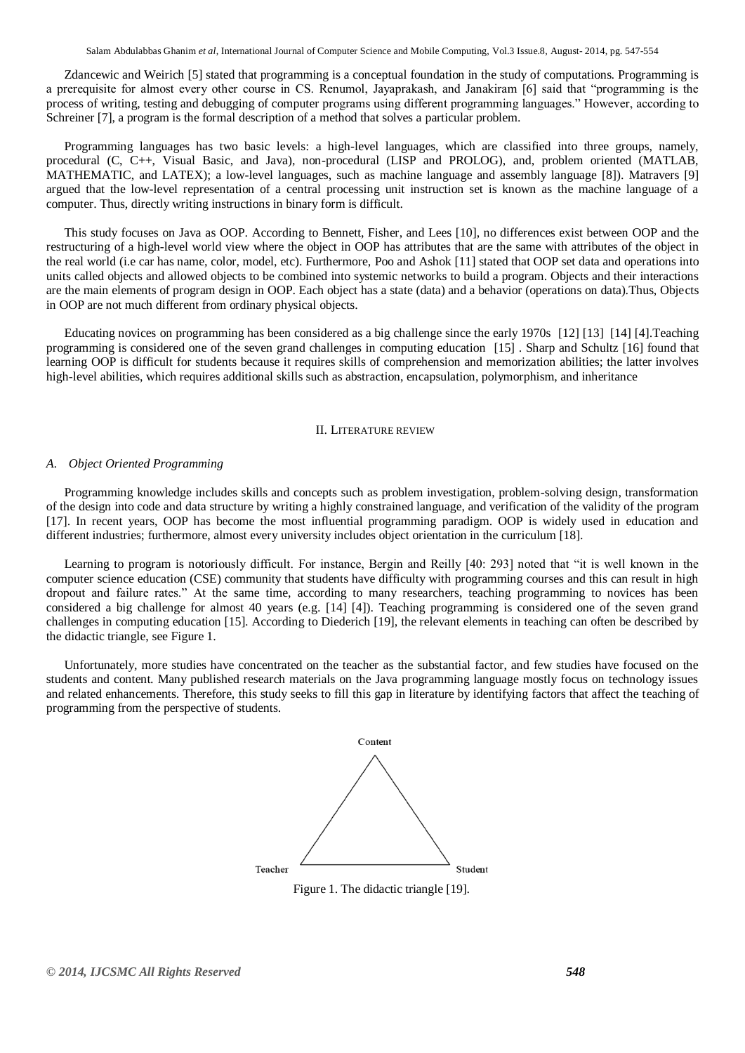Zdancewic and Weirich [5] stated that programming is a conceptual foundation in the study of computations. Programming is a prerequisite for almost every other course in CS. Renumol, Jayaprakash, and Janakiram [6] said that "programming is the process of writing, testing and debugging of computer programs using different programming languages." However, according to Schreiner [7], a program is the formal description of a method that solves a particular problem.

Programming languages has two basic levels: a high-level languages, which are classified into three groups, namely, procedural (C, C++, Visual Basic, and Java), non-procedural (LISP and PROLOG), and, problem oriented (MATLAB, MATHEMATIC, and LATEX); a low-level languages, such as machine language and assembly language [8]). Matravers [9] argued that the low-level representation of a central processing unit instruction set is known as the machine language of a computer. Thus, directly writing instructions in binary form is difficult.

This study focuses on Java as OOP. According to Bennett, Fisher, and Lees [10], no differences exist between OOP and the restructuring of a high-level world view where the object in OOP has attributes that are the same with attributes of the object in the real world (i.e car has name, color, model, etc). Furthermore, Poo and Ashok [11] stated that OOP set data and operations into units called objects and allowed objects to be combined into systemic networks to build a program. Objects and their interactions are the main elements of program design in OOP. Each object has a state (data) and a behavior (operations on data).Thus, Objects in OOP are not much different from ordinary physical objects.

Educating novices on programming has been considered as a big challenge since the early 1970s [12] [13] [14] [4].Teaching programming is considered one of the seven grand challenges in computing education [15] . Sharp and Schultz [16] found that learning OOP is difficult for students because it requires skills of comprehension and memorization abilities; the latter involves high-level abilities, which requires additional skills such as abstraction, encapsulation, polymorphism, and inheritance

## II. LITERATURE REVIEW

### *A. Object Oriented Programming*

Programming knowledge includes skills and concepts such as problem investigation, problem-solving design, transformation of the design into code and data structure by writing a highly constrained language, and verification of the validity of the program [17]. In recent years, OOP has become the most influential programming paradigm. OOP is widely used in education and different industries; furthermore, almost every university includes object orientation in the curriculum [18].

Learning to program is notoriously difficult. For instance, Bergin and Reilly [40: 293] noted that "it is well known in the computer science education (CSE) community that students have difficulty with programming courses and this can result in high dropout and failure rates." At the same time, according to many researchers, teaching programming to novices has been considered a big challenge for almost 40 years (e.g. [14] [4]). Teaching programming is considered one of the seven grand challenges in computing education [15]. According to Diederich [19], the relevant elements in teaching can often be described by the didactic triangle, see Figure 1.

Unfortunately, more studies have concentrated on the teacher as the substantial factor, and few studies have focused on the students and content. Many published research materials on the Java programming language mostly focus on technology issues and related enhancements. Therefore, this study seeks to fill this gap in literature by identifying factors that affect the teaching of programming from the perspective of students.

Content

Teacher

Student

Figure 1. The didactic triangle [19].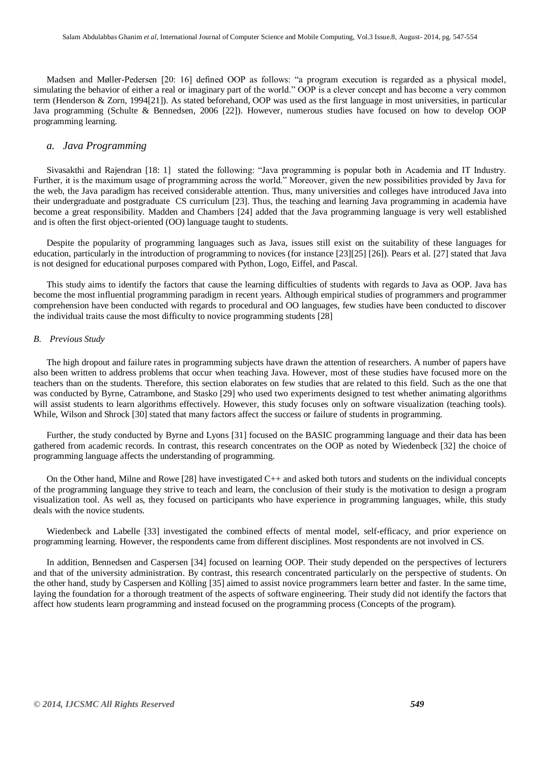Madsen and Møller-Pedersen [20: 16] defined OOP as follows: "a program execution is regarded as a physical model, simulating the behavior of either a real or imaginary part of the world." OOP is a clever concept and has become a very common term (Henderson & Zorn, 1994[21]). As stated beforehand, OOP was used as the first language in most universities, in particular Java programming (Schulte & Bennedsen, 2006 [22]). However, numerous studies have focused on how to develop OOP programming learning.

### *a. Java Programming*

Sivasakthi and Rajendran [18: 1] stated the following: "Java programming is popular both in Academia and IT Industry. Further, it is the maximum usage of programming across the world." Moreover, given the new possibilities provided by Java for the web, the Java paradigm has received considerable attention. Thus, many universities and colleges have introduced Java into their undergraduate and postgraduate CS curriculum [23]. Thus, the teaching and learning Java programming in academia have become a great responsibility. Madden and Chambers [24] added that the Java programming language is very well established and is often the first object-oriented (OO) language taught to students.

Despite the popularity of programming languages such as Java, issues still exist on the suitability of these languages for education, particularly in the introduction of programming to novices (for instance [23][25] [26]). Pears et al. [27] stated that Java is not designed for educational purposes compared with Python, Logo, Eiffel, and Pascal.

This study aims to identify the factors that cause the learning difficulties of students with regards to Java as OOP. Java has become the most influential programming paradigm in recent years. Although empirical studies of programmers and programmer comprehension have been conducted with regards to procedural and OO languages, few studies have been conducted to discover the individual traits cause the most difficulty to novice programming students [28]

#### *B. Previous Study*

The high dropout and failure rates in programming subjects have drawn the attention of researchers. A number of papers have also been written to address problems that occur when teaching Java. However, most of these studies have focused more on the teachers than on the students. Therefore, this section elaborates on few studies that are related to this field. Such as the one that was conducted by Byrne, Catrambone, and Stasko [29] who used two experiments designed to test whether animating algorithms will assist students to learn algorithms effectively. However, this study focuses only on software visualization (teaching tools). While, Wilson and Shrock [30] stated that many factors affect the success or failure of students in programming.

Further, the study conducted by Byrne and Lyons [31] focused on the BASIC programming language and their data has been gathered from academic records. In contrast, this research concentrates on the OOP as noted by Wiedenbeck [32] the choice of programming language affects the understanding of programming.

On the Other hand, Milne and Rowe [28] have investigated C++ and asked both tutors and students on the individual concepts of the programming language they strive to teach and learn, the conclusion of their study is the motivation to design a program visualization tool. As well as, they focused on participants who have experience in programming languages, while, this study deals with the novice students.

Wiedenbeck and Labelle [33] investigated the combined effects of mental model, self-efficacy, and prior experience on programming learning. However, the respondents came from different disciplines. Most respondents are not involved in CS.

In addition, Bennedsen and Caspersen [34] focused on learning OOP. Their study depended on the perspectives of lecturers and that of the university administration. By contrast, this research concentrated particularly on the perspective of students. On the other hand, study by Caspersen and Kölling [35] aimed to assist novice programmers learn better and faster. In the same time, laying the foundation for a thorough treatment of the aspects of software engineering. Their study did not identify the factors that affect how students learn programming and instead focused on the programming process (Concepts of the program).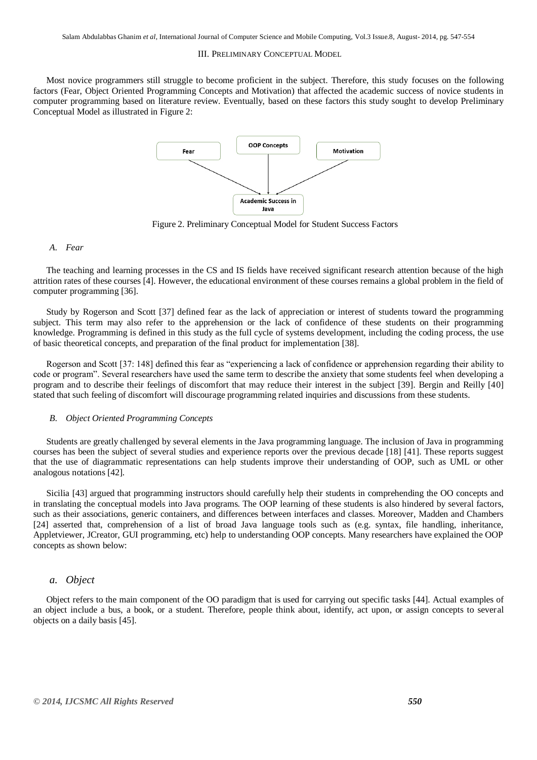## III. Preliminary Conceptual Model

Most novice programmers still struggle to become proficient in the subject. Therefore, this study focuses on the following factors (Fear, Object Oriented Programming Concepts and Motivation) that affected the academic success of novice students in computer programming based on literature review. Eventually, based on these factors this study sought to develop Preliminary Conceptual Model as illustrated in Figure 2:

Figure 2. Preliminary Conceptual Model for Student Success Factors

### *A. Fear*

The teaching and learning processes in the CS and IS fields have received significant research attention because of the high attrition rates of these courses [4]. However, the educational environment of these courses remains a global problem in the field of computer programming [36].

Study by Rogerson and Scott [37] defined fear as the lack of appreciation or interest of students toward the programming subject. This term may also refer to the apprehension or the lack of confidence of these students on their programming knowledge. Programming is defined in this study as the full cycle of systems development, including the coding process, the use of basic theoretical concepts, and preparation of the final product for implementation [38].

Rogerson and Scott [37: 148] defined this fear as "experiencing a lack of confidence or apprehension regarding their ability to code or program". Several researchers have used the same term to describe the anxiety that some students feel when developing a program and to describe their feelings of discomfort that may reduce their interest in the subject [39]. Bergin and Reilly [40] stated that such feeling of discomfort will discourage programming related inquiries and discussions from these students.

### *B. Object Oriented Programming Concepts*

Students are greatly challenged by several elements in the Java programming language. The inclusion of Java in programming courses has been the subject of several studies and experience reports over the previous decade [18] [41]. These reports suggest that the use of diagrammatic representations can help students improve their understanding of OOP, such as UML or other analogous notations [42].

Sicilia [43] argued that programming instructors should carefully help their students in comprehending the OO concepts and in translating the conceptual models into Java programs. The OOP learning of these students is also hindered by several factors, such as their associations, generic containers, and differences between interfaces and classes. Moreover, Madden and Chambers [24] asserted that, comprehension of a list of broad Java language tools such as (e.g. syntax, file handling, inheritance, Appletviewer, JCreator, GUI programming, etc) help to understanding OOP concepts. Many researchers have explained the OOP concepts as shown below:

#### *a. Object*

Object refers to the main component of the OO paradigm that is used for carrying out specific tasks [44]. Actual examples of an object include a bus, a book, or a student. Therefore, people think about, identify, act upon, or assign concepts to several objects on a daily basis [45].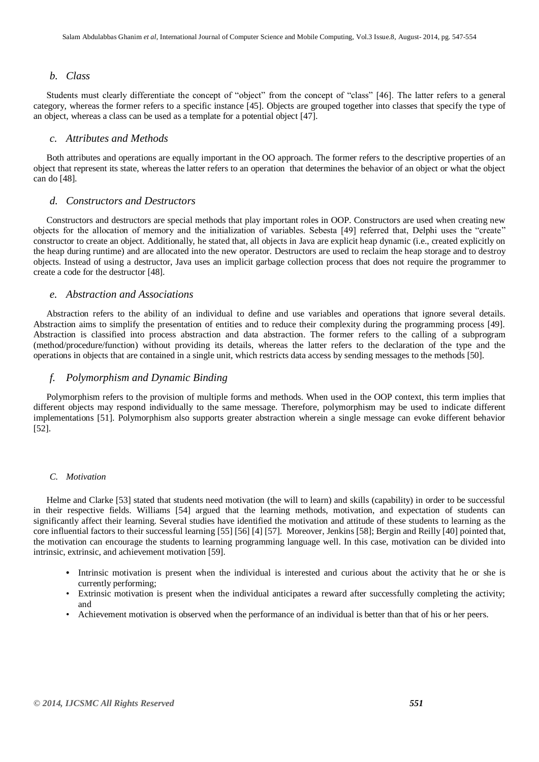### *b. Class*

Students must clearly differentiate the concept of "object" from the concept of "class" [46]. The latter refers to a general category, whereas the former refers to a specific instance [45]. Objects are grouped together into classes that specify the type of an object, whereas a class can be used as a template for a potential object [47].

### *c. Attributes and Methods*

Both attributes and operations are equally important in the OO approach. The former refers to the descriptive properties of an object that represent its state, whereas the latter refers to an operation that determines the behavior of an object or what the object can do [48].

### *d. Constructors and Destructors*

Constructors and destructors are special methods that play important roles in OOP. Constructors are used when creating new objects for the allocation of memory and the initialization of variables. Sebesta [49] referred that, Delphi uses the "create" constructor to create an object. Additionally, he stated that, all objects in Java are explicit heap dynamic (i.e., created explicitly on the heap during runtime) and are allocated into the new operator. Destructors are used to reclaim the heap storage and to destroy objects. Instead of using a destructor, Java uses an implicit garbage collection process that does not require the programmer to create a code for the destructor [48].

### *e. Abstraction and Associations*

Abstraction refers to the ability of an individual to define and use variables and operations that ignore several details. Abstraction aims to simplify the presentation of entities and to reduce their complexity during the programming process [49]. Abstraction is classified into process abstraction and data abstraction. The former refers to the calling of a subprogram (method/procedure/function) without providing its details, whereas the latter refers to the declaration of the type and the operations in objects that are contained in a single unit, which restricts data access by sending messages to the methods [50].

### *f. Polymorphism and Dynamic Binding*

Polymorphism refers to the provision of multiple forms and methods. When used in the OOP context, this term implies that different objects may respond individually to the same message. Therefore, polymorphism may be used to indicate different implementations [51]. Polymorphism also supports greater abstraction wherein a single message can evoke different behavior [52].

## *C. Motivation*

Helme and Clarke [53] stated that students need motivation (the will to learn) and skills (capability) in order to be successful in their respective fields. Williams [54] argued that the learning methods, motivation, and expectation of students can significantly affect their learning. Several studies have identified the motivation and attitude of these students to learning as the core influential factors to their successful learning [55] [56] [4] [57]. Moreover, Jenkins [58]; Bergin and Reilly [40] pointed that, the motivation can encourage the students to learning programming language well. In this case, motivation can be divided into intrinsic, extrinsic, and achievement motivation [59].

- Intrinsic motivation is present when the individual is interested and curious about the activity that he or she is currently performing;
- Extrinsic motivation is present when the individual anticipates a reward after successfully completing the activity; and
- Achievement motivation is observed when the performance of an individual is better than that of his or her peers.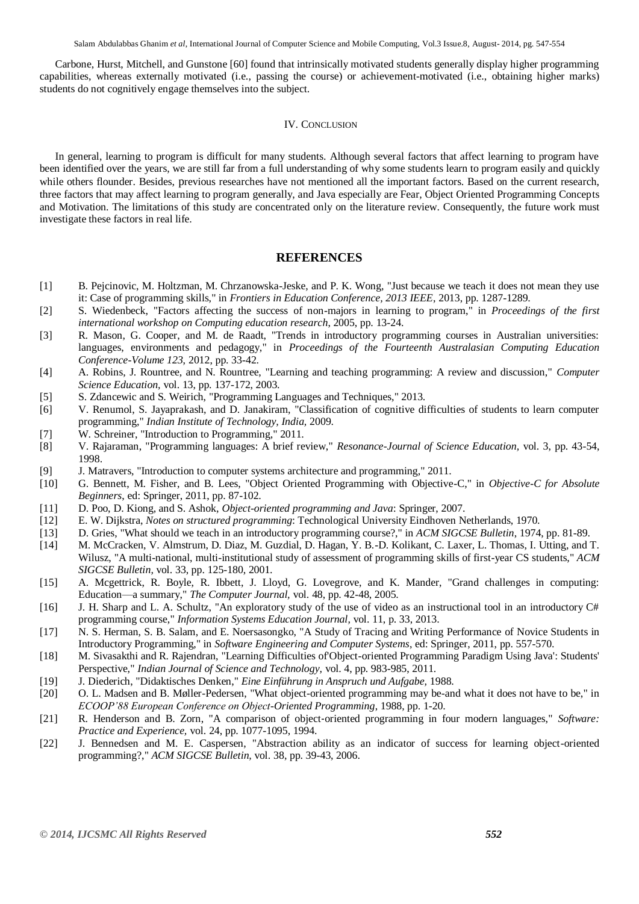Carbone, Hurst, Mitchell, and Gunstone [60] found that intrinsically motivated students generally display higher programming capabilities, whereas externally motivated (i.e., passing the course) or achievement-motivated (i.e., obtaining higher marks) students do not cognitively engage themselves into the subject.

## IV. Conclusion

In general, learning to program is difficult for many students. Although several factors that affect learning to program have been identified over the years, we are still far from a full understanding of why some students learn to program easily and quickly while others flounder. Besides, previous researches have not mentioned all the important factors. Based on the current research, three factors that may affect learning to program generally, and Java especially are Fear, Object Oriented Programming Concepts and Motivation. The limitations of this study are concentrated only on the literature review. Consequently, the future work must investigate these factors in real life.

## REFERENCES

[1] B. Pejcinovic, M. Holtzman, M. Chrzanowska-Jeske, and P. K. Wong, "Just because we teach it does not mean they use it: Case of programming skills," in *Frontiers in Education Conference, 2013 IEEE*, 2013, pp. 1287-1289.

[2] S. Wiedenbeck, "Factors affecting the success of non-majors in learning to program," in *Proceedings of the first international workshop on Computing education research*, 2005, pp. 13-24.

[3] R. Mason, G. Cooper, and M. de Raadt, "Trends in introductory programming courses in Australian universities: languages, environments and pedagogy," in *Proceedings of the Fourteenth Australasian Computing Education Conference-Volume 123*, 2012, pp. 33-42.

[4] A. Robins, J. Rountree, and N. Rountree, "Learning and teaching programming: A review and discussion," *Computer Science Education*, vol. 13, pp. 137-172, 2003.

[5] S. Zdancewic and S. Weirich, "Programming Languages and Techniques," 2013.

[6] V. Renumol, S. Jayaprakash, and D. Janakiram, "Classification of cognitive difficulties of students to learn computer programming," *Indian Institute of Technology, India,* 2009.

[7] W. Schreiner, "Introduction to Programming," 2011.

[8] V. Rajaraman, "Programming languages: A brief review," *Resonance-Journal of Science Education*, vol. 3, pp. 43-54, 1998.

[9] J. Matravers, "Introduction to computer systems architecture and programming," 2011.

[10] G. Bennett, M. Fisher, and B. Lees, "Object Oriented Programming with Objective-C," in *Objective-C for Absolute Beginners*, ed: Springer, 2011, pp. 87-102.

[11] D. Poo, D. Kiong, and S. Ashok, *Object-oriented programming and Java*: Springer, 2007.

[12] E. W. Dijkstra, *Notes on structured programming*: Technological University Eindhoven Netherlands, 1970.

[13] D. Gries, "What should we teach in an introductory programming course?," in *ACM SIGCSE Bulletin*, 1974, pp. 81-89.

[14] M. McCracken, V. Almstrum, D. Diaz, M. Guzdial, D. Hagan, Y. B.-D. Kolikant, C. Laxer, L. Thomas, I. Utting, and T. Wilusz, "A multi-national, multi-institutional study of assessment of programming skills of first-year CS students," *ACM SIGCSE Bulletin*, vol. 33, pp. 125-180, 2001.

[15] A. Mcgettrick, R. Boyle, R. Ibbett, J. Lloyd, G. Lovegrove, and K. Mander, "Grand challenges in computing: Education—a summary," *The Computer Journal*, vol. 48, pp. 42-48, 2005.

[16] J. H. Sharp and L. A. Schultz, "An exploratory study of the use of video as an instructional tool in an introductory C# programming course," *Information Systems Education Journal*, vol. 11, p. 33, 2013.

[17] N. S. Herman, S. B. Salam, and E. Noersasongko, "A Study of Tracing and Writing Performance of Novice Students in Introductory Programming," in *Software Engineering and Computer Systems*, ed: Springer, 2011, pp. 557-570.

[18] M. Sivasakthi and R. Rajendran, "Learning Difficulties of'Object-oriented Programming Paradigm Using Java': Students' Perspective," *Indian Journal of Science and Technology*, vol. 4, pp. 983-985, 2011.

[19] J. Diederich, "Didaktisches Denken," *Eine Einführung in Anspruch und Aufgabe,* 1988.

[20] O. L. Madsen and B. Møller-Pedersen, "What object-oriented programming may be-and what it does not have to be," in *ECOOP'88 European Conference on Object-Oriented Programming*, 1988, pp. 1-20.

[21] R. Henderson and B. Zorn, "A comparison of object-oriented programming in four modern languages," *Software: Practice and Experience*, vol. 24, pp. 1077-1095, 1994.

[22] J. Bennedsen and M. E. Caspersen, "Abstraction ability as an indicator of success for learning object-oriented programming?," *ACM SIGCSE Bulletin*, vol. 38, pp. 39-43, 2006.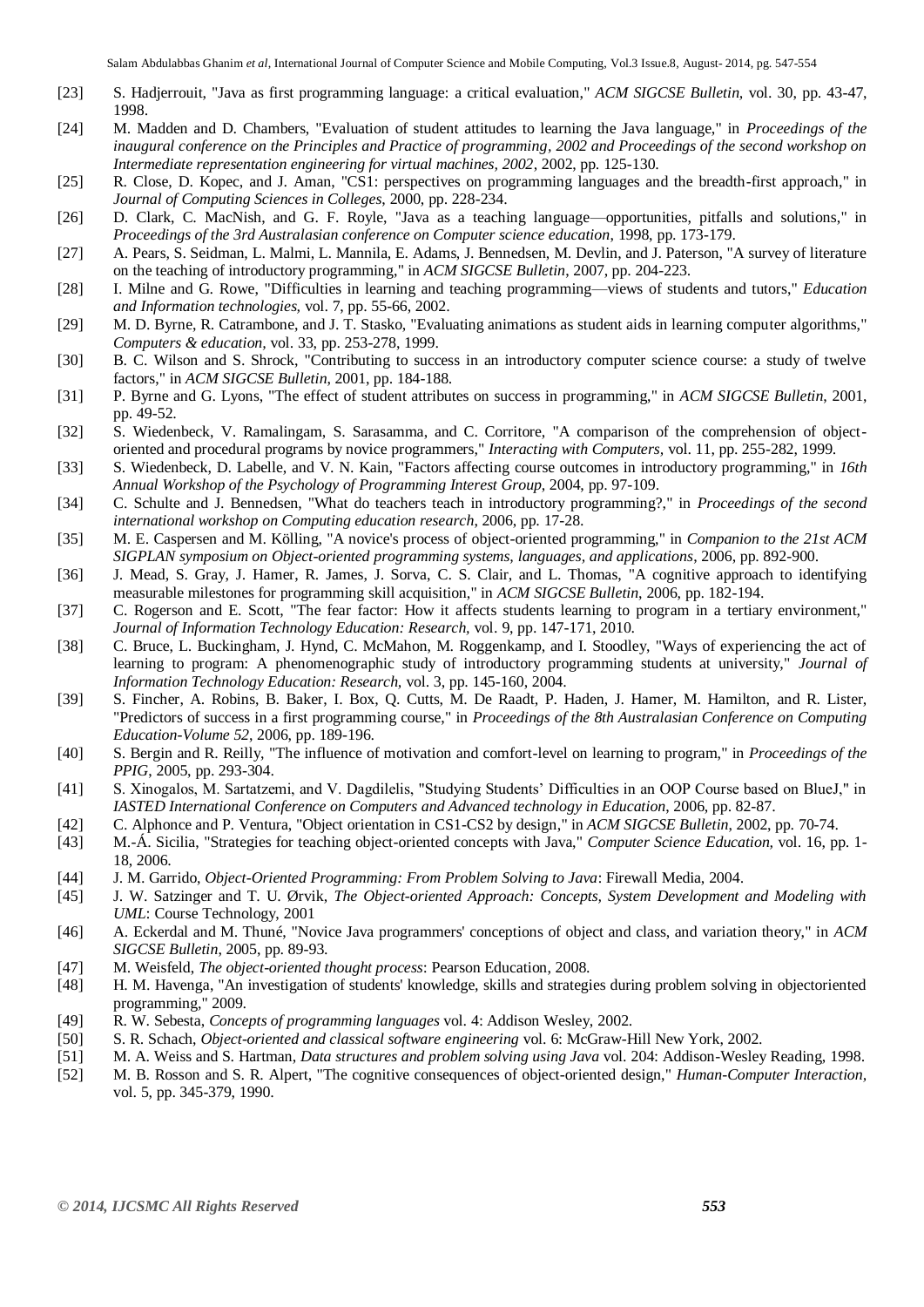[23] S. Hadjerrouit, "Java as first programming language: a critical evaluation," *ACM SIGCSE Bulletin*, vol. 30, pp. 43-47, 1998.

[24] M. Madden and D. Chambers, "Evaluation of student attitudes to learning the Java language," in *Proceedings of the inaugural conference on the Principles and Practice of programming, 2002 and Proceedings of the second workshop on Intermediate representation engineering for virtual machines, 2002*, 2002, pp. 125-130.

[25] R. Close, D. Kopec, and J. Aman, "CS1: perspectives on programming languages and the breadth-first approach," in *Journal of Computing Sciences in Colleges*, 2000, pp. 228-234.

[26] D. Clark, C. MacNish, and G. F. Royle, "Java as a teaching language—opportunities, pitfalls and solutions," in *Proceedings of the 3rd Australasian conference on Computer science education*, 1998, pp. 173-179.

[27] A. Pears, S. Seidman, L. Malmi, L. Mannila, E. Adams, J. Bennedsen, M. Devlin, and J. Paterson, "A survey of literature on the teaching of introductory programming," in *ACM SIGCSE Bulletin*, 2007, pp. 204-223.

[28] I. Milne and G. Rowe, "Difficulties in learning and teaching programming—views of students and tutors," *Education and Information technologies,* vol. 7, pp. 55-66, 2002.

[29] M. D. Byrne, R. Catrambone, and J. T. Stasko, "Evaluating animations as student aids in learning computer algorithms," *Computers & education,* vol. 33, pp. 253-278, 1999.

[30] B. C. Wilson and S. Shrock, "Contributing to success in an introductory computer science course: a study of twelve factors," in *ACM SIGCSE Bulletin*, 2001, pp. 184-188.

[31] P. Byrne and G. Lyons, "The effect of student attributes on success in programming," in *ACM SIGCSE Bulletin*, 2001, pp. 49-52.

[32] S. Wiedenbeck, V. Ramalingam, S. Sarasamma, and C. Corritore, "A comparison of the comprehension of object-oriented and procedural programs by novice programmers," *Interacting with Computers,* vol. 11, pp. 255-282, 1999.

[33] S. Wiedenbeck, D. Labelle, and V. N. Kain, "Factors affecting course outcomes in introductory programming," in *16th Annual Workshop of the Psychology of Programming Interest Group*, 2004, pp. 97-109.

[34] C. Schulte and J. Bennedsen, "What do teachers teach in introductory programming?," in *Proceedings of the second international workshop on Computing education research*, 2006, pp. 17-28.

[35] M. E. Caspersen and M. Kölling, "A novice's process of object-oriented programming," in *Companion to the 21st ACM SIGPLAN symposium on Object-oriented programming systems, languages, and applications*, 2006, pp. 892-900.

[36] J. Mead, S. Gray, J. Hamer, R. James, J. Sorva, C. S. Clair, and L. Thomas, "A cognitive approach to identifying measurable milestones for programming skill acquisition," in *ACM SIGCSE Bulletin*, 2006, pp. 182-194.

[37] C. Rogerson and E. Scott, "The fear factor: How it affects students learning to program in a tertiary environment," *Journal of Information Technology Education: Research,* vol. 9, pp. 147-171, 2010.

[38] C. Bruce, L. Buckingham, J. Hynd, C. McMahon, M. Roggenkamp, and I. Stoodley, "Ways of experiencing the act of learning to program: A phenomenographic study of introductory programming students at university," *Journal of Information Technology Education: Research,* vol. 3, pp. 145-160, 2004.

[39] S. Fincher, A. Robins, B. Baker, I. Box, Q. Cutts, M. De Raadt, P. Haden, J. Hamer, M. Hamilton, and R. Lister, "Predictors of success in a first programming course," in *Proceedings of the 8th Australasian Conference on Computing Education-Volume 52*, 2006, pp. 189-196.

[40] S. Bergin and R. Reilly, "The influence of motivation and comfort-level on learning to program," in *Proceedings of the PPIG*, 2005, pp. 293-304.

[41] S. Xinogalos, M. Sartatzemi, and V. Dagdilelis, "Studying Students' Difficulties in an OOP Course based on BlueJ," in *IASTED International Conference on Computers and Advanced technology in Education*, 2006, pp. 82-87.

[42] C. Alphonce and P. Ventura, "Object orientation in CS1-CS2 by design," in *ACM SIGCSE Bulletin*, 2002, pp. 70-74.

[43] M.-Á. Sicilia, "Strategies for teaching object-oriented concepts with Java," *Computer Science Education,* vol. 16, pp. 1-18, 2006.

[44] J. M. Garrido, *Object-Oriented Programming: From Problem Solving to Java*: Firewall Media, 2004.

[45] J. W. Satzinger and T. U. Ørvik, *The Object-oriented Approach: Concepts, System Development and Modeling with UML*: Course Technology, 2001

[46] A. Eckerdal and M. Thuné, "Novice Java programmers' conceptions of object and class, and variation theory," in *ACM SIGCSE Bulletin*, 2005, pp. 89-93.

[47] M. Weisfeld, *The object-oriented thought process*: Pearson Education, 2008.

[48] H. M. Havenga, "An investigation of students' knowledge, skills and strategies during problem solving in objectoriented programming," 2009.

[49] R. W. Sebesta, *Concepts of programming languages* vol. 4: Addison Wesley, 2002.

[50] S. R. Schach, *Object-oriented and classical software engineering* vol. 6: McGraw-Hill New York, 2002.

[51] M. A. Weiss and S. Hartman, *Data structures and problem solving using Java* vol. 204: Addison-Wesley Reading, 1998.

[52] M. B. Rosson and S. R. Alpert, "The cognitive consequences of object-oriented design," *Human-Computer Interaction,* vol. 5, pp. 345-379, 1990.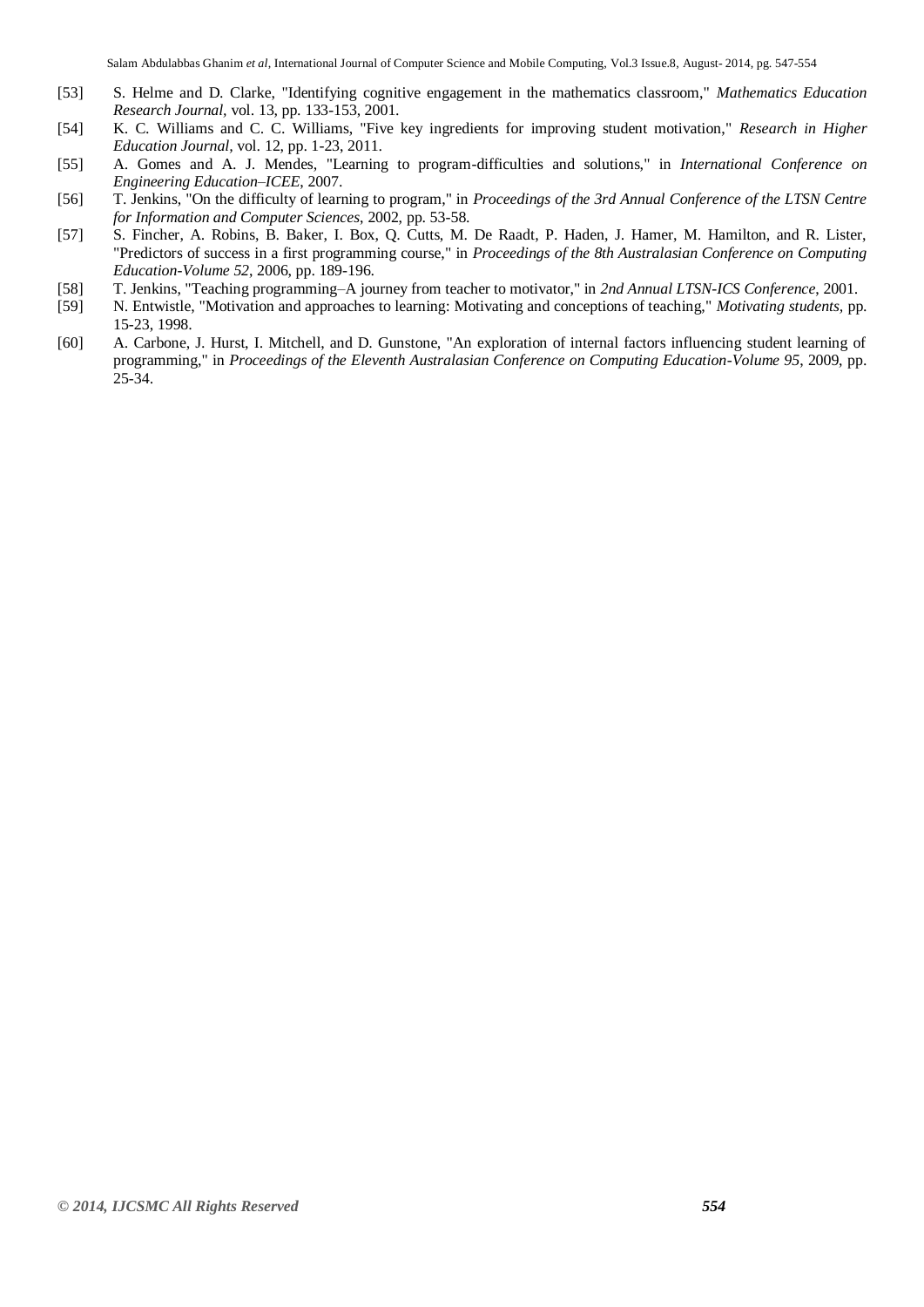[53] S. Helme and D. Clarke, "Identifying cognitive engagement in the mathematics classroom," *Mathematics Education Research Journal,* vol. 13, pp. 133-153, 2001.

[54] K. C. Williams and C. C. Williams, "Five key ingredients for improving student motivation," *Research in Higher Education Journal,* vol. 12, pp. 1-23, 2011.

[55] A. Gomes and A. J. Mendes, "Learning to program-difficulties and solutions," in *International Conference on Engineering Education–ICEE*, 2007.

[56] T. Jenkins, "On the difficulty of learning to program," in *Proceedings of the 3rd Annual Conference of the LTSN Centre for Information and Computer Sciences*, 2002, pp. 53-58.

[57] S. Fincher, A. Robins, B. Baker, I. Box, Q. Cutts, M. De Raadt, P. Haden, J. Hamer, M. Hamilton, and R. Lister, "Predictors of success in a first programming course," in *Proceedings of the 8th Australasian Conference on Computing Education-Volume 52*, 2006, pp. 189-196.

[58] T. Jenkins, "Teaching programming–A journey from teacher to motivator," in *2nd Annual LTSN-ICS Conference*, 2001.

[59] N. Entwistle, "Motivation and approaches to learning: Motivating and conceptions of teaching," *Motivating students,* pp. 15-23, 1998.

[60] A. Carbone, J. Hurst, I. Mitchell, and D. Gunstone, "An exploration of internal factors influencing student learning of programming," in *Proceedings of the Eleventh Australasian Conference on Computing Education-Volume 95*, 2009, pp. 25-34.